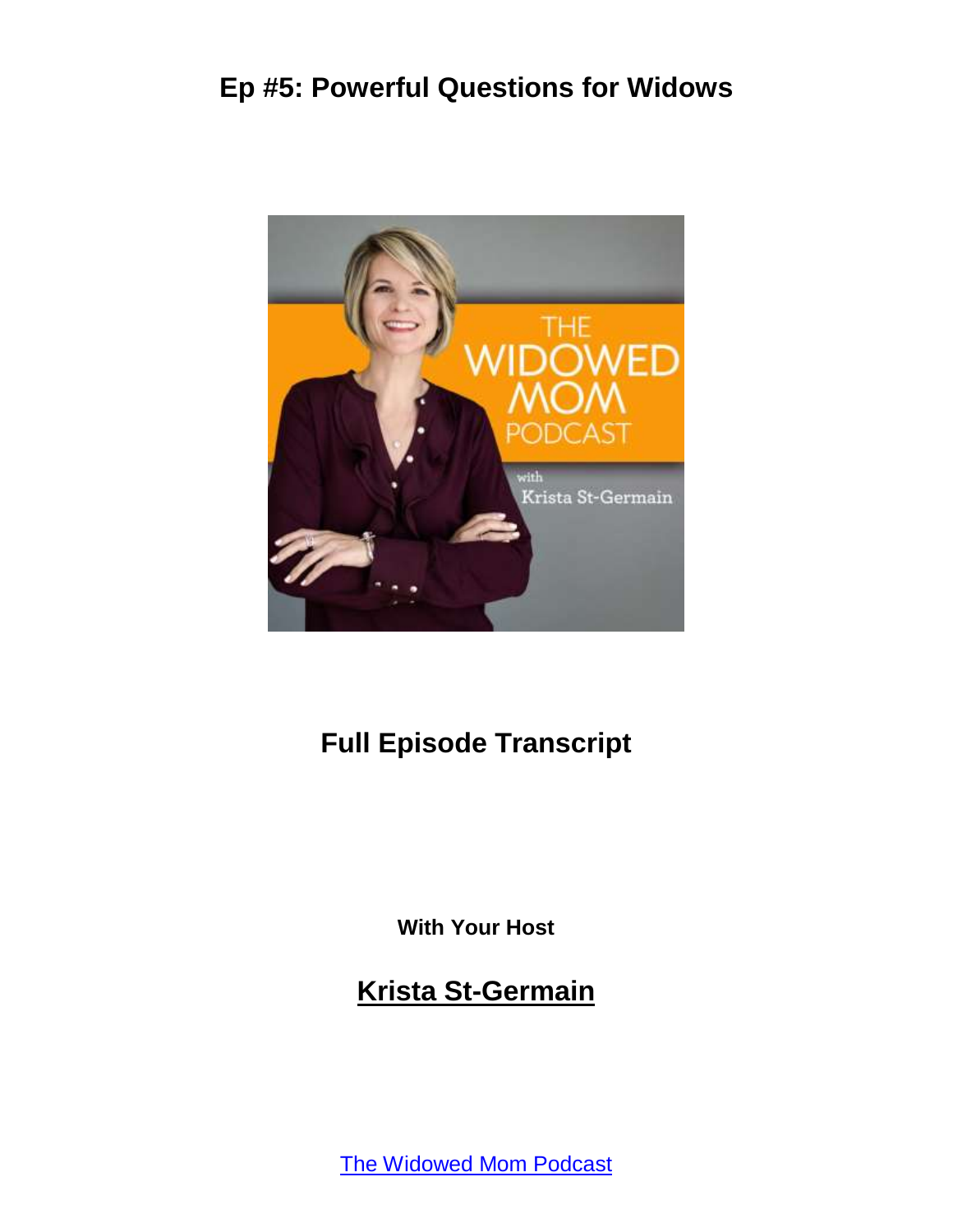# Ep #5: Powerful Questions for Widows

## Full Episode Transcript

**With Your Host**

## Krista St-Germain

The Widowed Mom Podcast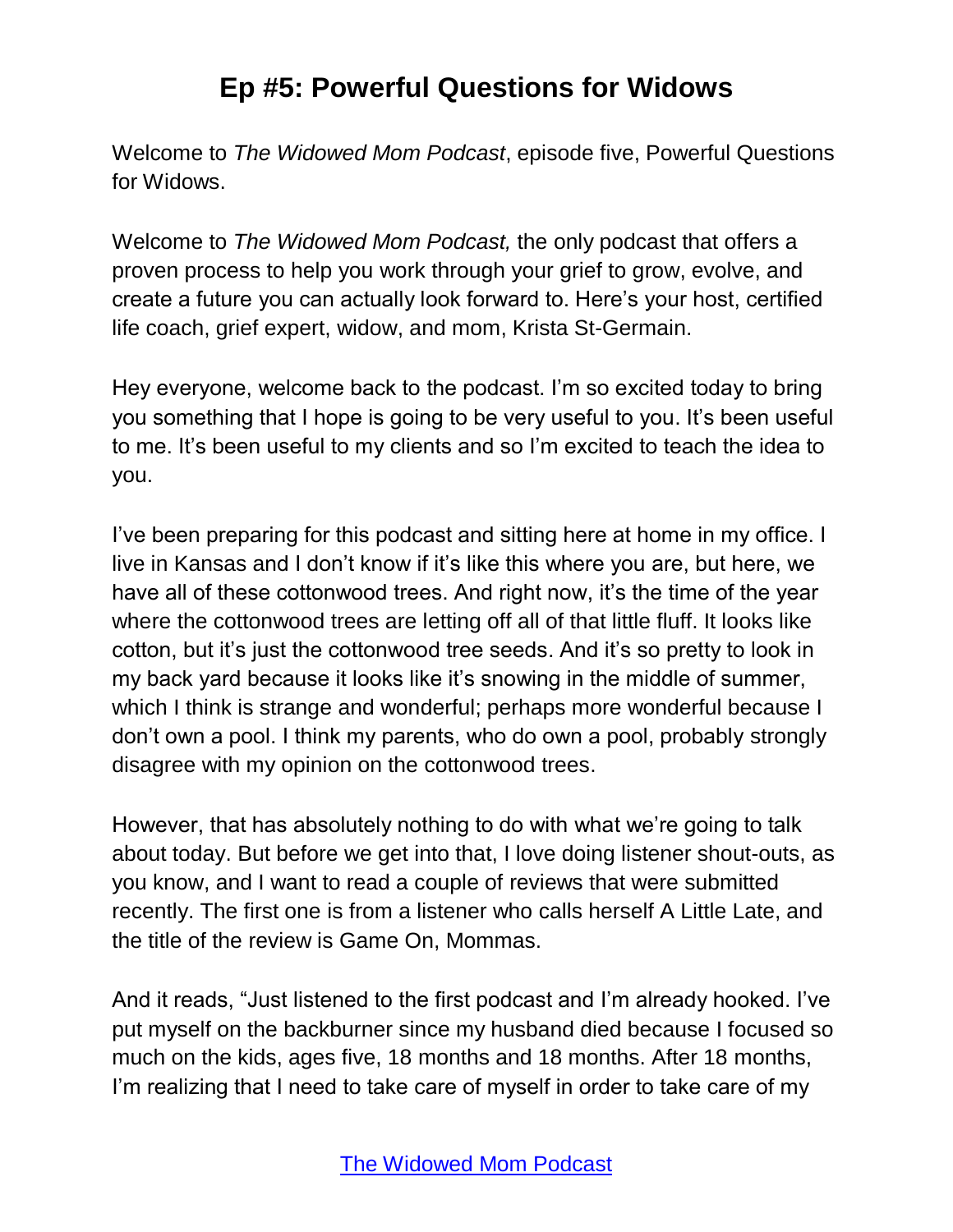# Ep #5: Powerful Questions for Widows

Welcome to *The Widowed Mom Podcast*, episode five, Powerful Questions for Widows.

Welcome to *The Widowed Mom Podcast,* the only podcast that offers a proven process to help you work through your grief to grow, evolve, and create a future you can actually look forward to. Here's your host, certified life coach, grief expert, widow, and mom, Krista St-Germain.

Hey everyone, welcome back to the podcast. I'm so excited today to bring you something that I hope is going to be very useful to you. It's been useful to me. It's been useful to my clients and so I'm excited to teach the idea to you.

I've been preparing for this podcast and sitting here at home in my office. I live in Kansas and I don't know if it's like this where you are, but here, we have all of these cottonwood trees. And right now, it's the time of the year where the cottonwood trees are letting off all of that little fluff. It looks like cotton, but it's just the cottonwood tree seeds. And it's so pretty to look in my back yard because it looks like it's snowing in the middle of summer, which I think is strange and wonderful; perhaps more wonderful because I don't own a pool. I think my parents, who do own a pool, probably strongly disagree with my opinion on the cottonwood trees.

However, that has absolutely nothing to do with what we're going to talk about today. But before we get into that, I love doing listener shout-outs, as you know, and I want to read a couple of reviews that were submitted recently. The first one is from a listener who calls herself A Little Late, and the title of the review is Game On, Mommas.

And it reads, "Just listened to the first podcast and I'm already hooked. I've put myself on the backburner since my husband died because I focused so much on the kids, ages five, 18 months and 18 months. After 18 months, I'm realizing that I need to take care of myself in order to take care of my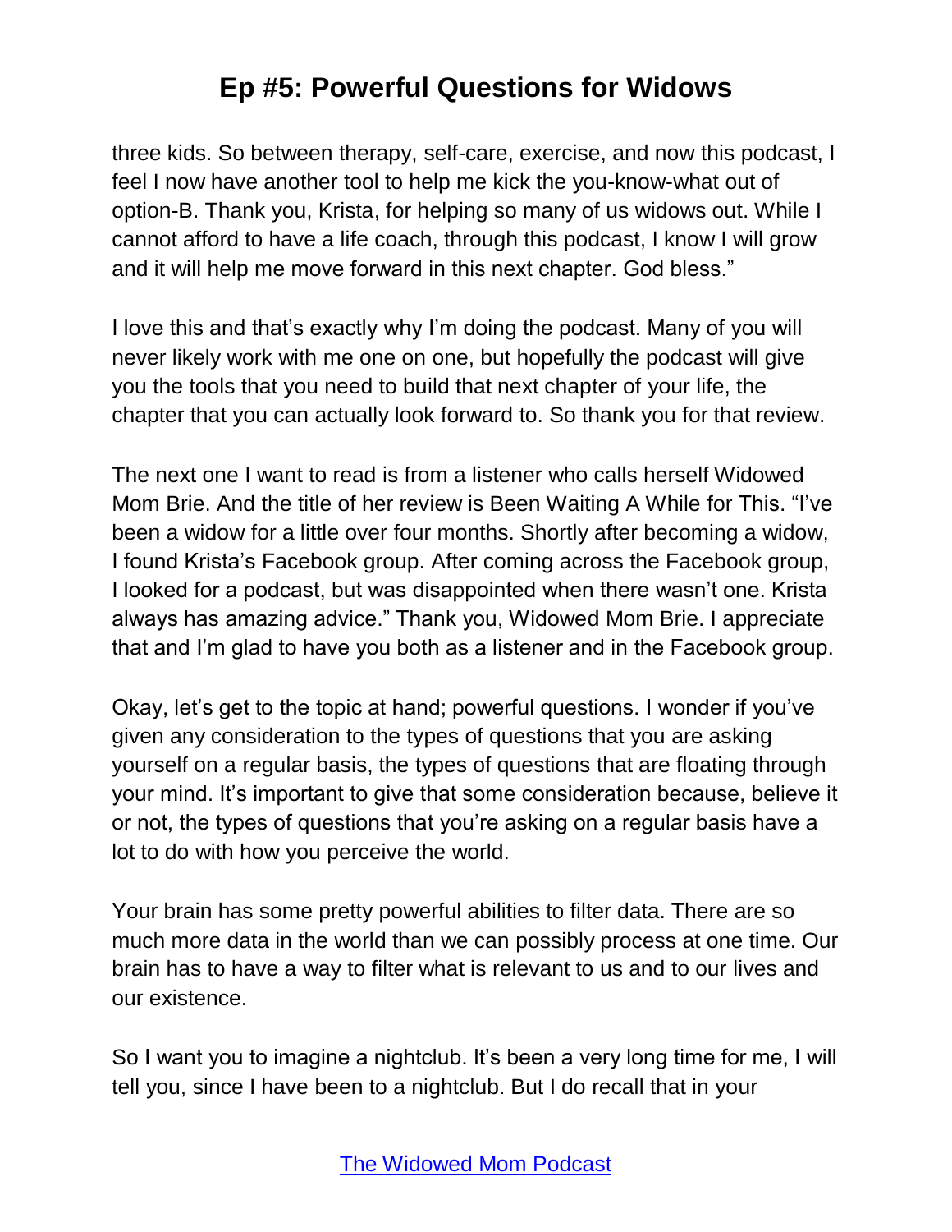three kids. So between therapy, self-care, exercise, and now this podcast, I feel I now have another tool to help me kick the you-know-what out of option-B. Thank you, Krista, for helping so many of us widows out. While I cannot afford to have a life coach, through this podcast, I know I will grow and it will help me move forward in this next chapter. God bless."

I love this and that's exactly why I'm doing the podcast. Many of you will never likely work with me one on one, but hopefully the podcast will give you the tools that you need to build that next chapter of your life, the chapter that you can actually look forward to. So thank you for that review.

The next one I want to read is from a listener who calls herself Widowed Mom Brie. And the title of her review is Been Waiting A While for This. "I've been a widow for a little over four months. Shortly after becoming a widow, I found Krista's Facebook group. After coming across the Facebook group, I looked for a podcast, but was disappointed when there wasn't one. Krista always has amazing advice." Thank you, Widowed Mom Brie. I appreciate that and I'm glad to have you both as a listener and in the Facebook group.

Okay, let's get to the topic at hand; powerful questions. I wonder if you've given any consideration to the types of questions that you are asking yourself on a regular basis, the types of questions that are floating through your mind. It's important to give that some consideration because, believe it or not, the types of questions that you're asking on a regular basis have a lot to do with how you perceive the world.

Your brain has some pretty powerful abilities to filter data. There are so much more data in the world than we can possibly process at one time. Our brain has to have a way to filter what is relevant to us and to our lives and our existence.

So I want you to imagine a nightclub. It's been a very long time for me, I will tell you, since I have been to a nightclub. But I do recall that in your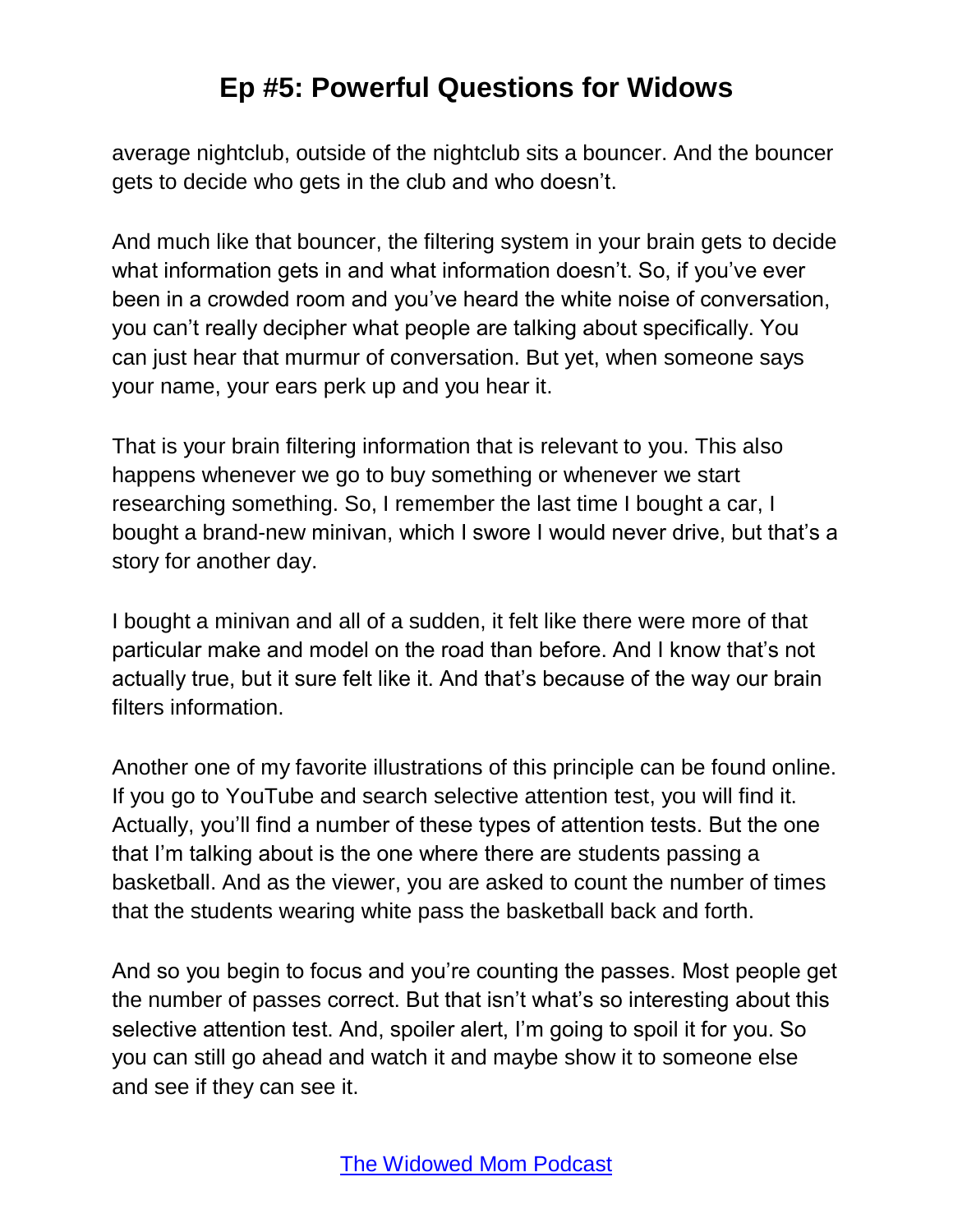average nightclub, outside of the nightclub sits a bouncer. And the bouncer gets to decide who gets in the club and who doesn't.

And much like that bouncer, the filtering system in your brain gets to decide what information gets in and what information doesn't. So, if you've ever been in a crowded room and you've heard the white noise of conversation, you can't really decipher what people are talking about specifically. You can just hear that murmur of conversation. But yet, when someone says your name, your ears perk up and you hear it.

That is your brain filtering information that is relevant to you. This also happens whenever we go to buy something or whenever we start researching something. So, I remember the last time I bought a car, I bought a brand-new minivan, which I swore I would never drive, but that's a story for another day.

I bought a minivan and all of a sudden, it felt like there were more of that particular make and model on the road than before. And I know that's not actually true, but it sure felt like it. And that's because of the way our brain filters information.

Another one of my favorite illustrations of this principle can be found online. If you go to YouTube and search selective attention test, you will find it. Actually, you'll find a number of these types of attention tests. But the one that I'm talking about is the one where there are students passing a basketball. And as the viewer, you are asked to count the number of times that the students wearing white pass the basketball back and forth.

And so you begin to focus and you're counting the passes. Most people get the number of passes correct. But that isn't what's so interesting about this selective attention test. And, spoiler alert, I'm going to spoil it for you. So you can still go ahead and watch it and maybe show it to someone else and see if they can see it.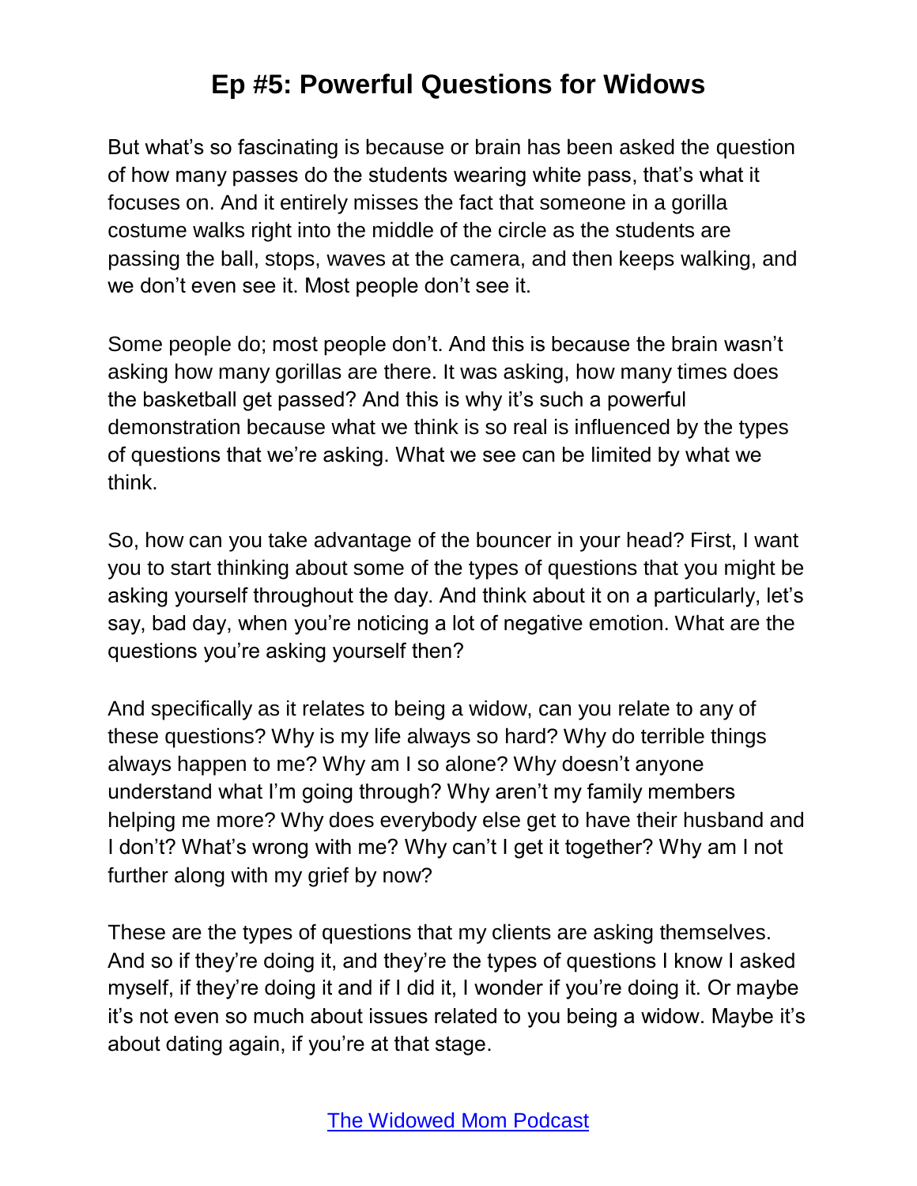But what's so fascinating is because or brain has been asked the question of how many passes do the students wearing white pass, that's what it focuses on. And it entirely misses the fact that someone in a gorilla costume walks right into the middle of the circle as the students are passing the ball, stops, waves at the camera, and then keeps walking, and we don't even see it. Most people don't see it.

Some people do; most people don't. And this is because the brain wasn't asking how many gorillas are there. It was asking, how many times does the basketball get passed? And this is why it's such a powerful demonstration because what we think is so real is influenced by the types of questions that we're asking. What we see can be limited by what we think.

So, how can you take advantage of the bouncer in your head? First, I want you to start thinking about some of the types of questions that you might be asking yourself throughout the day. And think about it on a particularly, let's say, bad day, when you're noticing a lot of negative emotion. What are the questions you're asking yourself then?

And specifically as it relates to being a widow, can you relate to any of these questions? Why is my life always so hard? Why do terrible things always happen to me? Why am I so alone? Why doesn't anyone understand what I'm going through? Why aren't my family members helping me more? Why does everybody else get to have their husband and I don't? What's wrong with me? Why can't I get it together? Why am I not further along with my grief by now?

These are the types of questions that my clients are asking themselves. And so if they're doing it, and they're the types of questions I know I asked myself, if they're doing it and if I did it, I wonder if you're doing it. Or maybe it's not even so much about issues related to you being a widow. Maybe it's about dating again, if you're at that stage.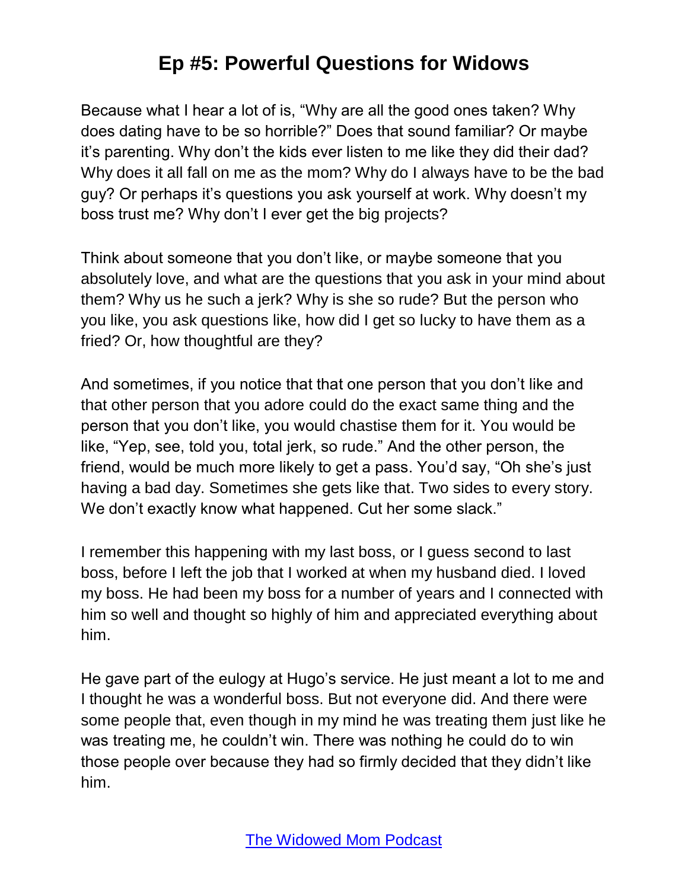Because what I hear a lot of is, "Why are all the good ones taken? Why does dating have to be so horrible?" Does that sound familiar? Or maybe it's parenting. Why don't the kids ever listen to me like they did their dad? Why does it all fall on me as the mom? Why do I always have to be the bad guy? Or perhaps it's questions you ask yourself at work. Why doesn't my boss trust me? Why don't I ever get the big projects?

Think about someone that you don't like, or maybe someone that you absolutely love, and what are the questions that you ask in your mind about them? Why us he such a jerk? Why is she so rude? But the person who you like, you ask questions like, how did I get so lucky to have them as a fried? Or, how thoughtful are they?

And sometimes, if you notice that that one person that you don't like and that other person that you adore could do the exact same thing and the person that you don't like, you would chastise them for it. You would be like, "Yep, see, told you, total jerk, so rude." And the other person, the friend, would be much more likely to get a pass. You'd say, "Oh she's just having a bad day. Sometimes she gets like that. Two sides to every story. We don't exactly know what happened. Cut her some slack."

I remember this happening with my last boss, or I guess second to last boss, before I left the job that I worked at when my husband died. I loved my boss. He had been my boss for a number of years and I connected with him so well and thought so highly of him and appreciated everything about him.

He gave part of the eulogy at Hugo's service. He just meant a lot to me and I thought he was a wonderful boss. But not everyone did. And there were some people that, even though in my mind he was treating them just like he was treating me, he couldn't win. There was nothing he could do to win those people over because they had so firmly decided that they didn't like him.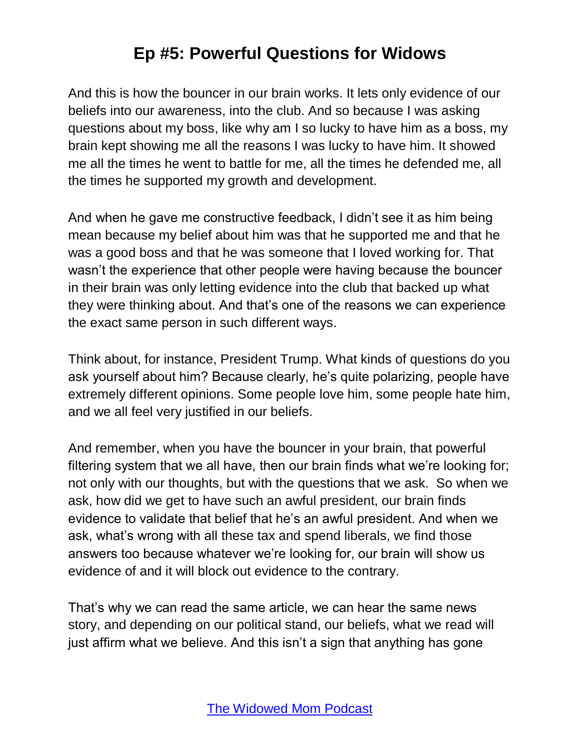And this is how the bouncer in our brain works. It lets only evidence of our beliefs into our awareness, into the club. And so because I was asking questions about my boss, like why am I so lucky to have him as a boss, my brain kept showing me all the reasons I was lucky to have him. It showed me all the times he went to battle for me, all the times he defended me, all the times he supported my growth and development.

And when he gave me constructive feedback, I didn't see it as him being mean because my belief about him was that he supported me and that he was a good boss and that he was someone that I loved working for. That wasn't the experience that other people were having because the bouncer in their brain was only letting evidence into the club that backed up what they were thinking about. And that's one of the reasons we can experience the exact same person in such different ways.

Think about, for instance, President Trump. What kinds of questions do you ask yourself about him? Because clearly, he's quite polarizing, people have extremely different opinions. Some people love him, some people hate him, and we all feel very justified in our beliefs.

And remember, when you have the bouncer in your brain, that powerful filtering system that we all have, then our brain finds what we're looking for; not only with our thoughts, but with the questions that we ask. So when we ask, how did we get to have such an awful president, our brain finds evidence to validate that belief that he's an awful president. And when we ask, what's wrong with all these tax and spend liberals, we find those answers too because whatever we're looking for, our brain will show us evidence of and it will block out evidence to the contrary.

That's why we can read the same article, we can hear the same news story, and depending on our political stand, our beliefs, what we read will just affirm what we believe. And this isn't a sign that anything has gone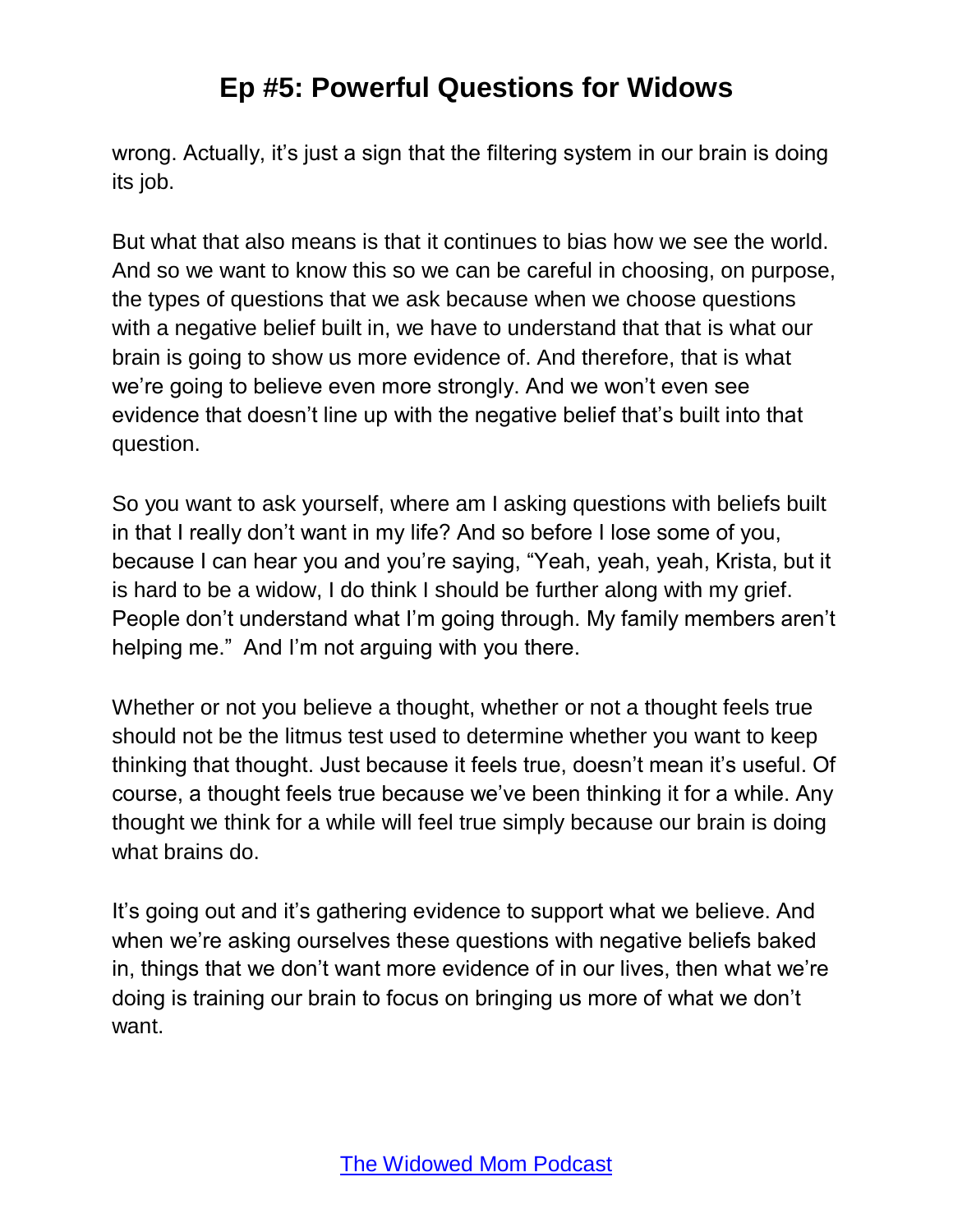wrong. Actually, it's just a sign that the filtering system in our brain is doing its job.

But what that also means is that it continues to bias how we see the world. And so we want to know this so we can be careful in choosing, on purpose, the types of questions that we ask because when we choose questions with a negative belief built in, we have to understand that that is what our brain is going to show us more evidence of. And therefore, that is what we're going to believe even more strongly. And we won't even see evidence that doesn't line up with the negative belief that's built into that question.

So you want to ask yourself, where am I asking questions with beliefs built in that I really don't want in my life? And so before I lose some of you, because I can hear you and you're saying, "Yeah, yeah, yeah, Krista, but it is hard to be a widow, I do think I should be further along with my grief. People don't understand what I'm going through. My family members aren't helping me." And I'm not arguing with you there.

Whether or not you believe a thought, whether or not a thought feels true should not be the litmus test used to determine whether you want to keep thinking that thought. Just because it feels true, doesn't mean it's useful. Of course, a thought feels true because we've been thinking it for a while. Any thought we think for a while will feel true simply because our brain is doing what brains do.

It's going out and it's gathering evidence to support what we believe. And when we're asking ourselves these questions with negative beliefs baked in, things that we don't want more evidence of in our lives, then what we're doing is training our brain to focus on bringing us more of what we don't want.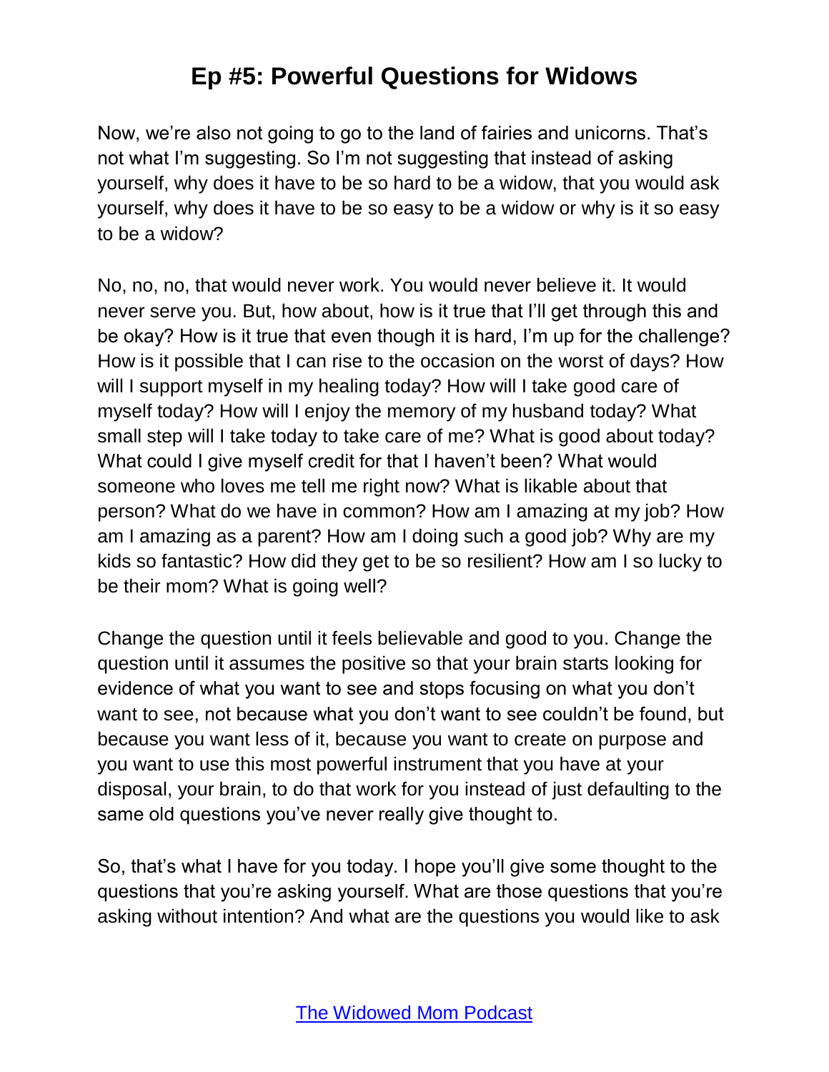Now, we're also not going to go to the land of fairies and unicorns. That's not what I'm suggesting. So I'm not suggesting that instead of asking yourself, why does it have to be so hard to be a widow, that you would ask yourself, why does it have to be so easy to be a widow or why is it so easy to be a widow?

No, no, no, that would never work. You would never believe it. It would never serve you. But, how about, how is it true that I'll get through this and be okay? How is it true that even though it is hard, I'm up for the challenge? How is it possible that I can rise to the occasion on the worst of days? How will I support myself in my healing today? How will I take good care of myself today? How will I enjoy the memory of my husband today? What small step will I take today to take care of me? What is good about today? What could I give myself credit for that I haven't been? What would someone who loves me tell me right now? What is likable about that person? What do we have in common? How am I amazing at my job? How am I amazing as a parent? How am I doing such a good job? Why are my kids so fantastic? How did they get to be so resilient? How am I so lucky to be their mom? What is going well?

Change the question until it feels believable and good to you. Change the question until it assumes the positive so that your brain starts looking for evidence of what you want to see and stops focusing on what you don't want to see, not because what you don't want to see couldn't be found, but because you want less of it, because you want to create on purpose and you want to use this most powerful instrument that you have at your disposal, your brain, to do that work for you instead of just defaulting to the same old questions you've never really give thought to.

So, that's what I have for you today. I hope you'll give some thought to the questions that you're asking yourself. What are those questions that you're asking without intention? And what are the questions you would like to ask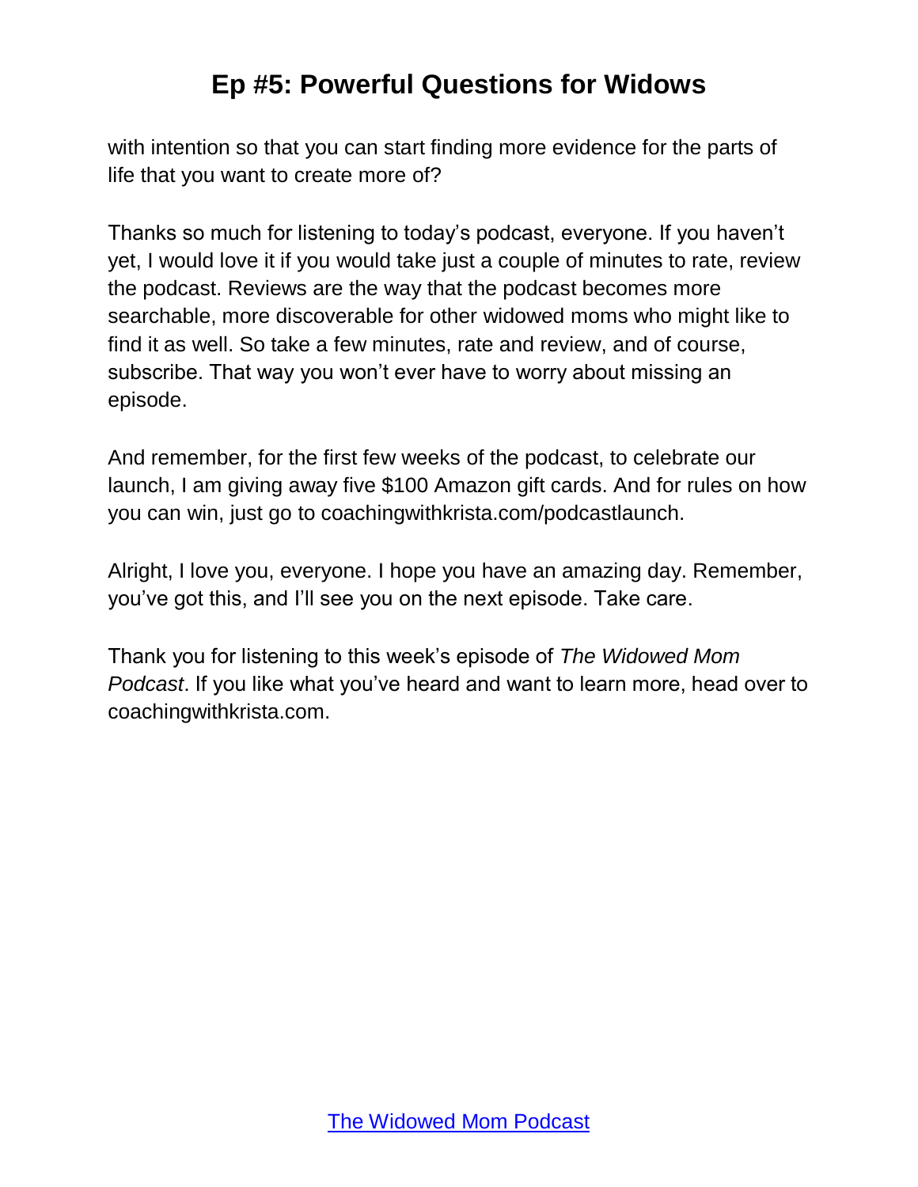with intention so that you can start finding more evidence for the parts of life that you want to create more of?

Thanks so much for listening to today's podcast, everyone. If you haven't yet, I would love it if you would take just a couple of minutes to rate, review the podcast. Reviews are the way that the podcast becomes more searchable, more discoverable for other widowed moms who might like to find it as well. So take a few minutes, rate and review, and of course, subscribe. That way you won't ever have to worry about missing an episode.

And remember, for the first few weeks of the podcast, to celebrate our launch, I am giving away five $100 Amazon gift cards. And for rules on how you can win, just go to coachingwithkrista.com/podcastlaunch.

Alright, I love you, everyone. I hope you have an amazing day. Remember, you've got this, and I'll see you on the next episode. Take care.

Thank you for listening to this week's episode of *The Widowed Mom Podcast*. If you like what you've heard and want to learn more, head over to coachingwithkrista.com.